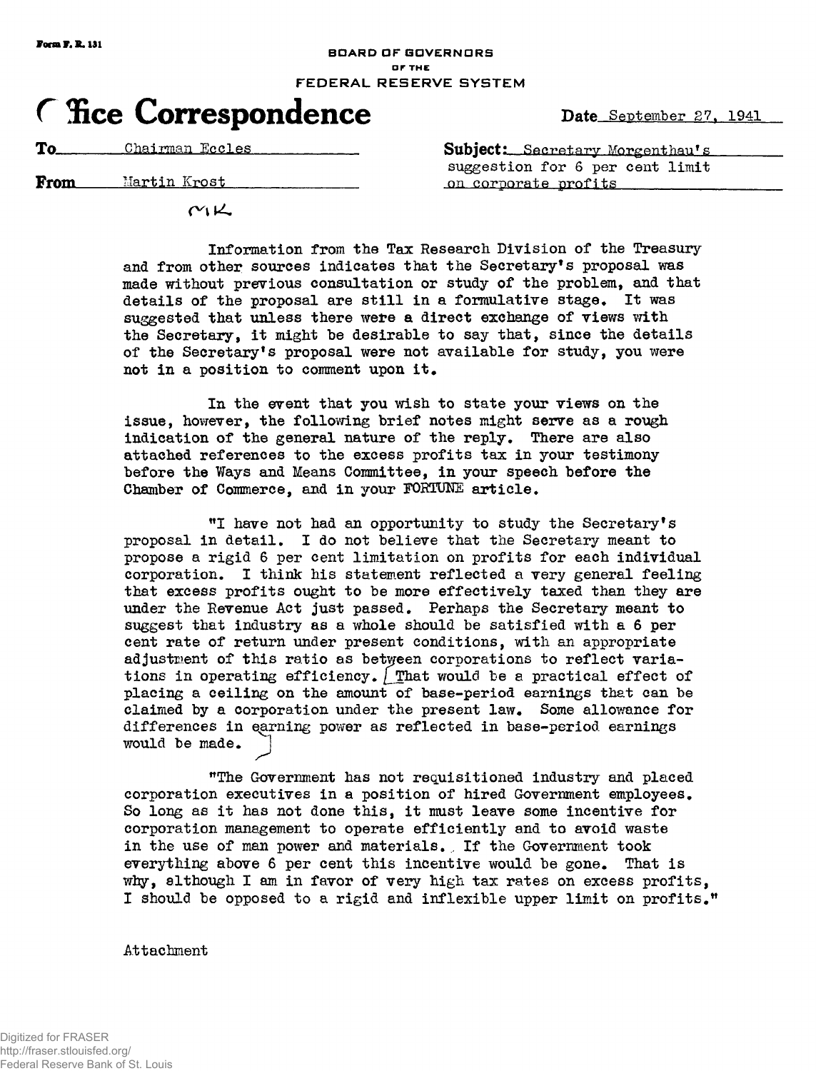Form F. R. 131

BOARD OF GOVERNORS
OF THE
FEDERAL RESERVE SYSTEM

# Office Correspondence

Date September 27, 1941

To Chairman Eccles

From Martin Krost

Subject: Secretary Morgenthau's suggestion for 6 per cent limit on corporate profits

MK

Information from the Tax Research Division of the Treasury and from other sources indicates that the Secretary's proposal was made without previous consultation or study of the problem, and that details of the proposal are still in a formulative stage. It was suggested that unless there were a direct exchange of views with the Secretary, it might be desirable to say that, since the details of the Secretary's proposal were not available for study, you were not in a position to comment upon it.

In the event that you wish to state your views on the issue, however, the following brief notes might serve as a rough indication of the general nature of the reply. There are also attached references to the excess profits tax in your testimony before the Ways and Means Committee, in your speech before the Chamber of Commerce, and in your FORTUNE article.

"I have not had an opportunity to study the Secretary's proposal in detail. I do not believe that the Secretary meant to propose a rigid 6 per cent limitation on profits for each individual corporation. I think his statement reflected a very general feeling that excess profits ought to be more effectively taxed than they are under the Revenue Act just passed. Perhaps the Secretary meant to suggest that industry as a whole should be satisfied with a 6 per cent rate of return under present conditions, with an appropriate adjustment of this ratio as between corporations to reflect variations in operating efficiency. [That would be a practical effect of placing a ceiling on the amount of base-period earnings that can be claimed by a corporation under the present law. Some allowance for differences in earning power as reflected in base-period earnings would be made.]

"The Government has not requisitioned industry and placed corporation executives in a position of hired Government employees. So long as it has not done this, it must leave some incentive for corporation management to operate efficiently and to avoid waste in the use of man power and materials. If the Government took everything above 6 per cent this incentive would be gone. That is why, although I am in favor of very high tax rates on excess profits, I should be opposed to a rigid and inflexible upper limit on profits."

Attachment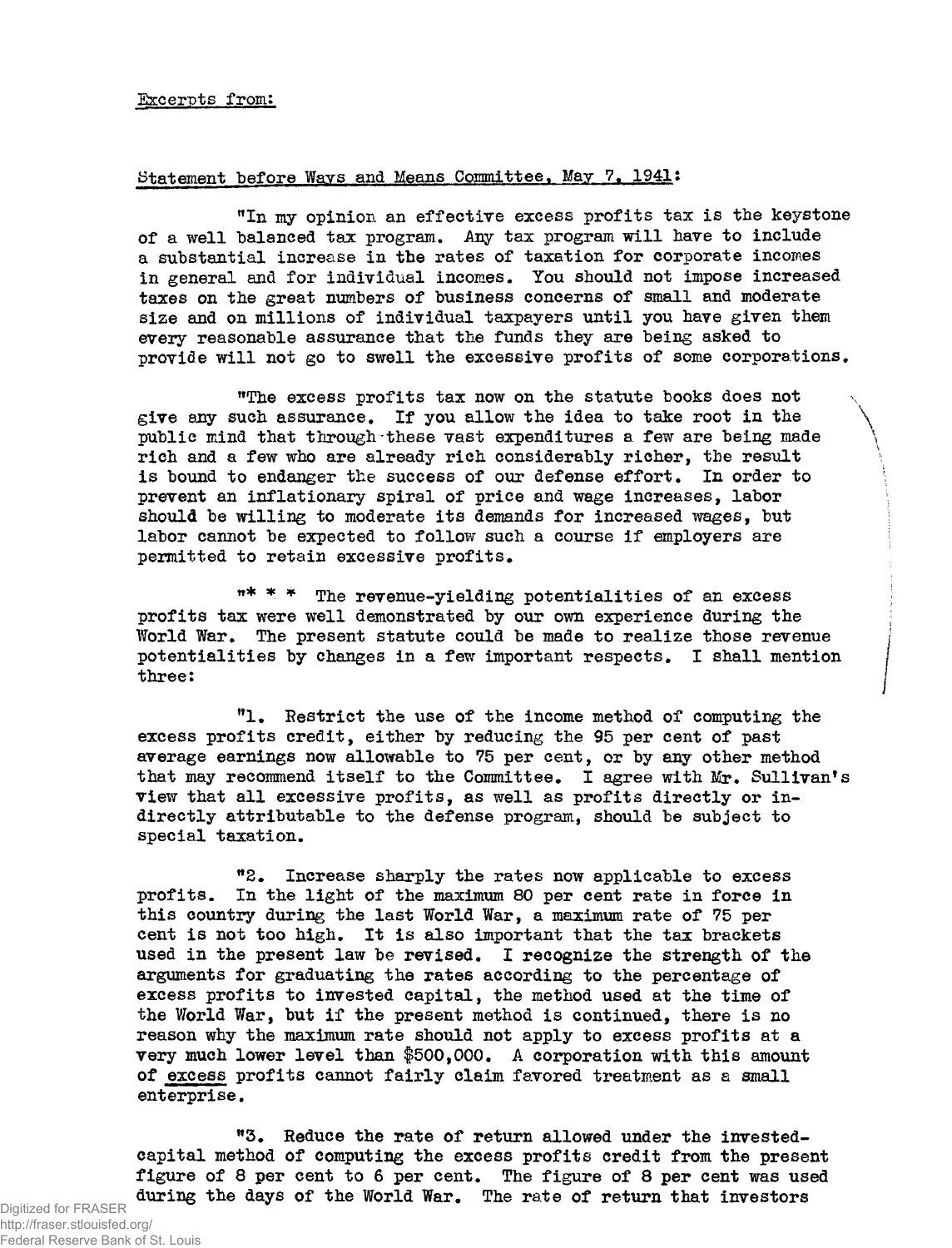Excerpts from:

Statement before Ways and Means Committee, May 7, 1941:

"In my opinion an effective excess profits tax is the keystone of a well balanced tax program. Any tax program will have to include a substantial increase in the rates of taxation for corporate incomes in general and for individual incomes. You should not impose increased taxes on the great numbers of business concerns of small and moderate size and on millions of individual taxpayers until you have given them every reasonable assurance that the funds they are being asked to provide will not go to swell the excessive profits of some corporations.

"The excess profits tax now on the statute books does not give any such assurance. If you allow the idea to take root in the public mind that through these vast expenditures a few are being made rich and a few who are already rich considerably richer, the result is bound to endanger the success of our defense effort. In order to prevent an inflationary spiral of price and wage increases, labor should be willing to moderate its demands for increased wages, but labor cannot be expected to follow such a course if employers are permitted to retain excessive profits.

"* * * The revenue-yielding potentialities of an excess profits tax were well demonstrated by our own experience during the World War. The present statute could be made to realize those revenue potentialities by changes in a few important respects. I shall mention three:

"1. Restrict the use of the income method of computing the excess profits credit, either by reducing the 95 per cent of past average earnings now allowable to 75 per cent, or by any other method that may recommend itself to the Committee. I agree with Mr. Sullivan's view that all excessive profits, as well as profits directly or indirectly attributable to the defense program, should be subject to special taxation.

"2. Increase sharply the rates now applicable to excess profits. In the light of the maximum 80 per cent rate in force in this country during the last World War, a maximum rate of 75 per cent is not too high. It is also important that the tax brackets used in the present law be revised. I recognize the strength of the arguments for graduating the rates according to the percentage of excess profits to invested capital, the method used at the time of the World War, but if the present method is continued, there is no reason why the maximum rate should not apply to excess profits at a very much lower level than $500,000. A corporation with this amount of <u>excess</u> profits cannot fairly claim favored treatment as a small enterprise.

"3. Reduce the rate of return allowed under the invested-capital method of computing the excess profits credit from the present figure of 8 per cent to 6 per cent. The figure of 8 per cent was used during the days of the World War. The rate of return that investors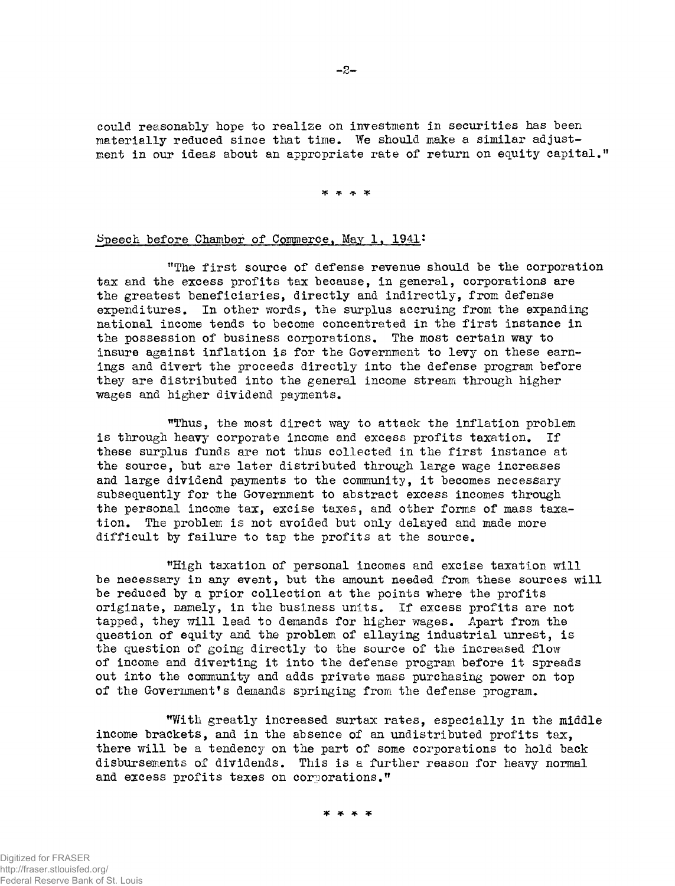could reasonably hope to realize on investment in securities has been materially reduced since that time. We should make a similar adjustment in our ideas about an appropriate rate of return on equity capital."

* * * *

Speech before Chamber of Commerce, May 1, 1941:

"The first source of defense revenue should be the corporation tax and the excess profits tax because, in general, corporations are the greatest beneficiaries, directly and indirectly, from defense expenditures. In other words, the surplus accruing from the expanding national income tends to become concentrated in the first instance in the possession of business corporations. The most certain way to insure against inflation is for the Government to levy on these earnings and divert the proceeds directly into the defense program before they are distributed into the general income stream through higher wages and higher dividend payments.

"Thus, the most direct way to attack the inflation problem is through heavy corporate income and excess profits taxation. If these surplus funds are not thus collected in the first instance at the source, but are later distributed through large wage increases and large dividend payments to the community, it becomes necessary subsequently for the Government to abstract excess incomes through the personal income tax, excise taxes, and other forms of mass taxation. The problem is not avoided but only delayed and made more difficult by failure to tap the profits at the source.

"High taxation of personal incomes and excise taxation will be necessary in any event, but the amount needed from these sources will be reduced by a prior collection at the points where the profits originate, namely, in the business units. If excess profits are not tapped, they will lead to demands for higher wages. Apart from the question of equity and the problem of allaying industrial unrest, is the question of going directly to the source of the increased flow of income and diverting it into the defense program before it spreads out into the community and adds private mass purchasing power on top of the Government's demands springing from the defense program.

"With greatly increased surtax rates, especially in the middle income brackets, and in the absence of an undistributed profits tax, there will be a tendency on the part of some corporations to hold back disbursements of dividends. This is a further reason for heavy normal and excess profits taxes on corporations."

* * * *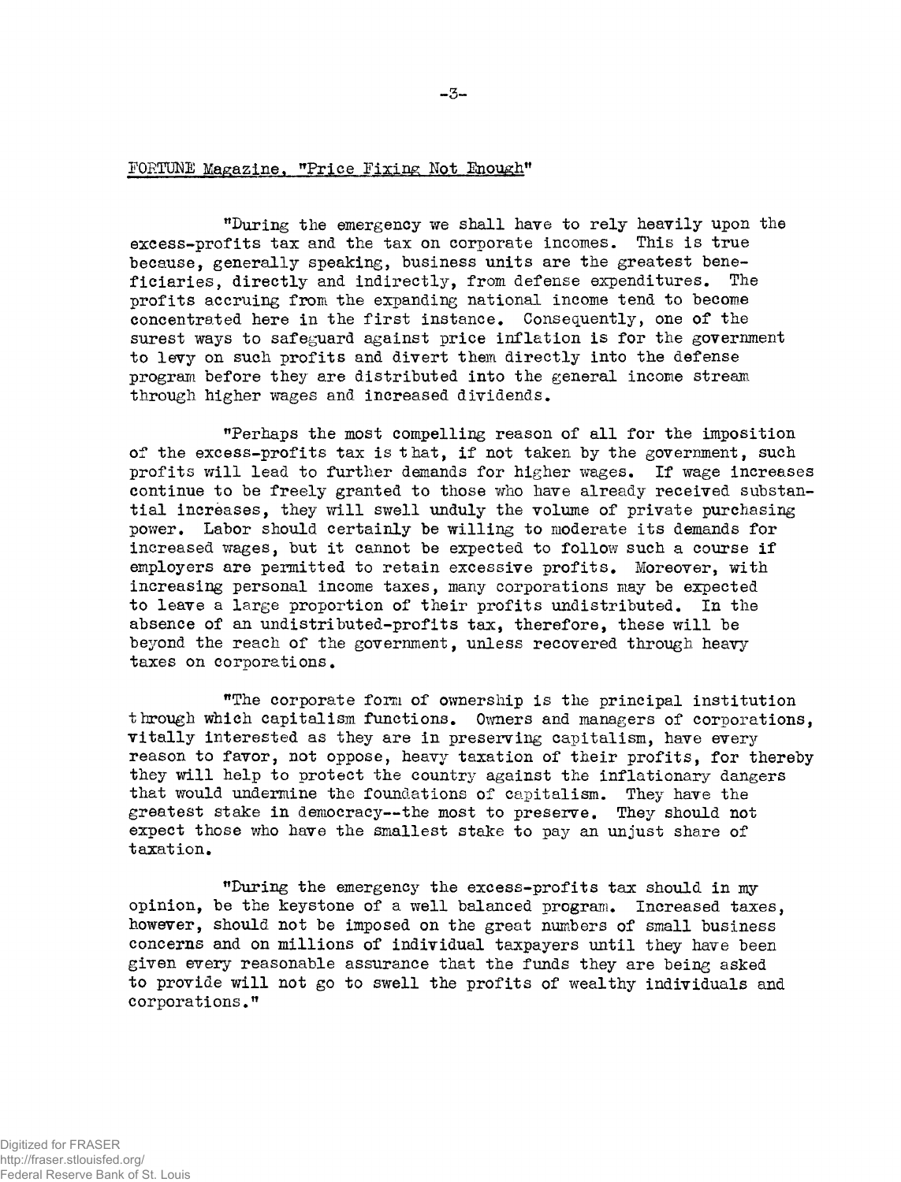FORTUNE Magazine, "Price Fixing Not Enough"

"During the emergency we shall have to rely heavily upon the excess-profits tax and the tax on corporate incomes. This is true because, generally speaking, business units are the greatest beneficiaries, directly and indirectly, from defense expenditures. The profits accruing from the expanding national income tend to become concentrated here in the first instance. Consequently, one of the surest ways to safeguard against price inflation is for the government to levy on such profits and divert them directly into the defense program before they are distributed into the general income stream through higher wages and increased dividends.

"Perhaps the most compelling reason of all for the imposition of the excess-profits tax is that, if not taken by the government, such profits will lead to further demands for higher wages. If wage increases continue to be freely granted to those who have already received substantial increases, they will swell unduly the volume of private purchasing power. Labor should certainly be willing to moderate its demands for increased wages, but it cannot be expected to follow such a course if employers are permitted to retain excessive profits. Moreover, with increasing personal income taxes, many corporations may be expected to leave a large proportion of their profits undistributed. In the absence of an undistributed-profits tax, therefore, these will be beyond the reach of the government, unless recovered through heavy taxes on corporations.

"The corporate form of ownership is the principal institution through which capitalism functions. Owners and managers of corporations, vitally interested as they are in preserving capitalism, have every reason to favor, not oppose, heavy taxation of their profits, for thereby they will help to protect the country against the inflationary dangers that would undermine the foundations of capitalism. They have the greatest stake in democracy--the most to preserve. They should not expect those who have the smallest stake to pay an unjust share of taxation.

"During the emergency the excess-profits tax should in my opinion, be the keystone of a well balanced program. Increased taxes, however, should not be imposed on the great numbers of small business concerns and on millions of individual taxpayers until they have been given every reasonable assurance that the funds they are being asked to provide will not go to swell the profits of wealthy individuals and corporations."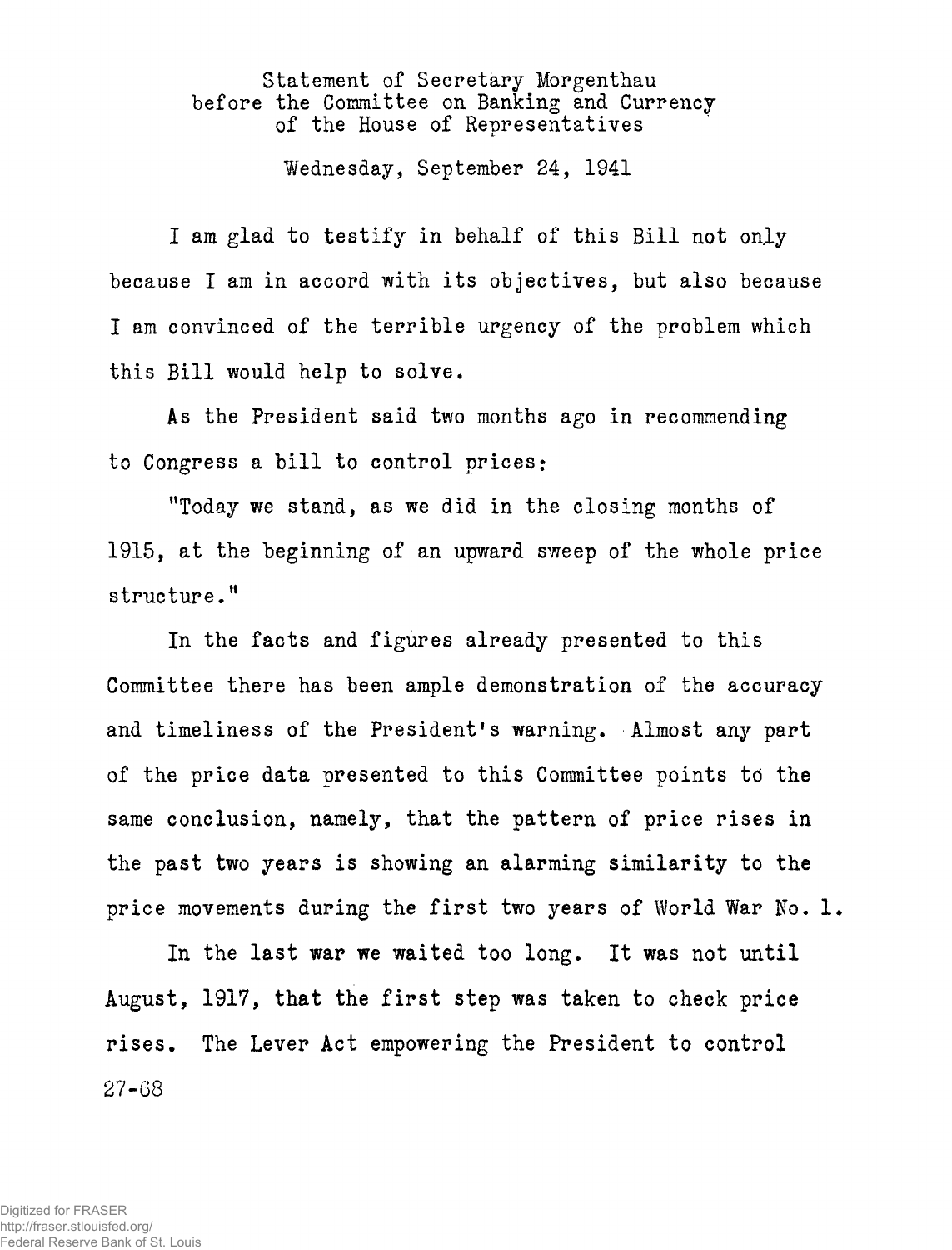Statement of Secretary Morgenthau
before the Committee on Banking and Currency
of the House of Representatives

Wednesday, September 24, 1941

I am glad to testify in behalf of this Bill not only because I am in accord with its objectives, but also because I am convinced of the terrible urgency of the problem which this Bill would help to solve.

As the President said two months ago in recommending to Congress a bill to control prices:

"Today we stand, as we did in the closing months of 1915, at the beginning of an upward sweep of the whole price structure."

In the facts and figures already presented to this Committee there has been ample demonstration of the accuracy and timeliness of the President's warning. Almost any part of the price data presented to this Committee points to the same conclusion, namely, that the pattern of price rises in the past two years is showing an alarming similarity to the price movements during the first two years of World War No. 1.

In the last war we waited too long. It was not until August, 1917, that the first step was taken to check price rises. The Lever Act empowering the President to control

27-68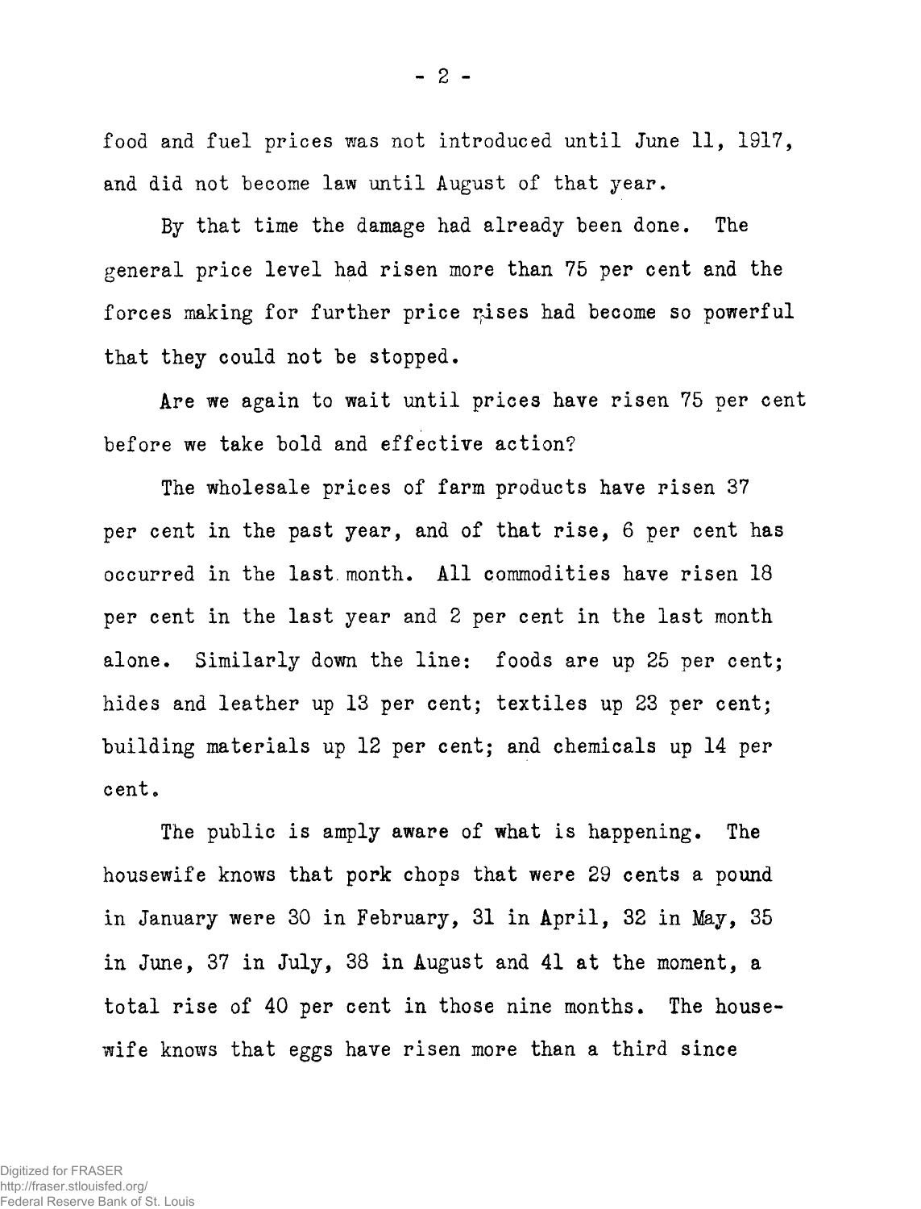food and fuel prices was not introduced until June 11, 1917, and did not become law until August of that year.

By that time the damage had already been done. The general price level had risen more than 75 per cent and the forces making for further price rises had become so powerful that they could not be stopped.

Are we again to wait until prices have risen 75 per cent before we take bold and effective action?

The wholesale prices of farm products have risen 37 per cent in the past year, and of that rise, 6 per cent has occurred in the last month. All commodities have risen 18 per cent in the last year and 2 per cent in the last month alone. Similarly down the line: foods are up 25 per cent; hides and leather up 13 per cent; textiles up 23 per cent; building materials up 12 per cent; and chemicals up 14 per cent.

The public is amply aware of what is happening. The housewife knows that pork chops that were 29 cents a pound in January were 30 in February, 31 in April, 32 in May, 35 in June, 37 in July, 38 in August and 41 at the moment, a total rise of 40 per cent in those nine months. The housewife knows that eggs have risen more than a third since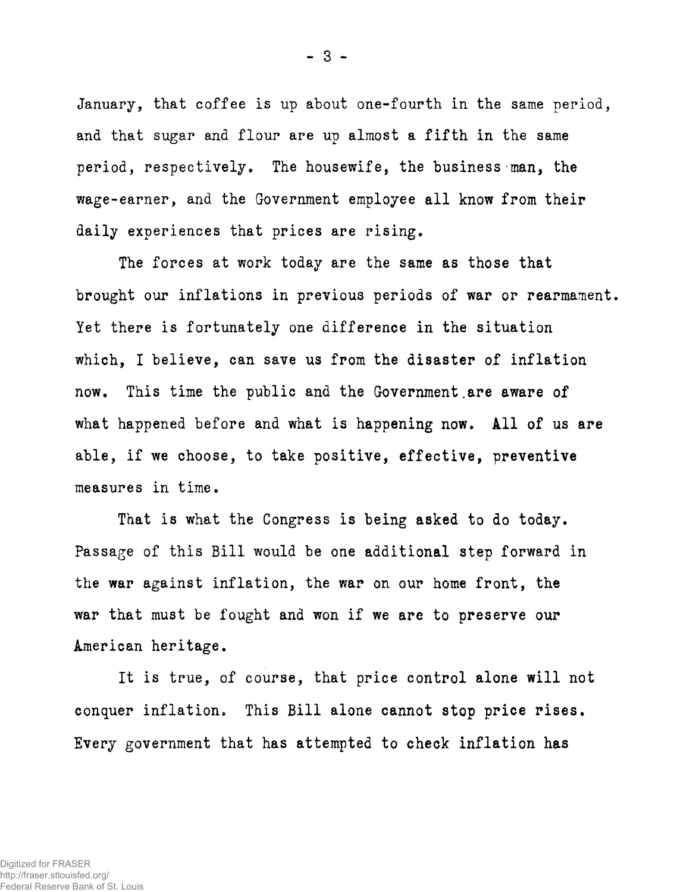January, that coffee is up about one-fourth in the same period, and that sugar and flour are up almost a fifth in the same period, respectively. The housewife, the business man, the wage-earner, and the Government employee all know from their daily experiences that prices are rising.

The forces at work today are the same as those that brought our inflations in previous periods of war or rearmament. Yet there is fortunately one difference in the situation which, I believe, can save us from the disaster of inflation now. This time the public and the Government are aware of what happened before and what is happening now. All of us are able, if we choose, to take positive, effective, preventive measures in time.

That is what the Congress is being asked to do today. Passage of this Bill would be one additional step forward in the war against inflation, the war on our home front, the war that must be fought and won if we are to preserve our American heritage.

It is true, of course, that price control alone will not conquer inflation. This Bill alone cannot stop price rises. Every government that has attempted to check inflation has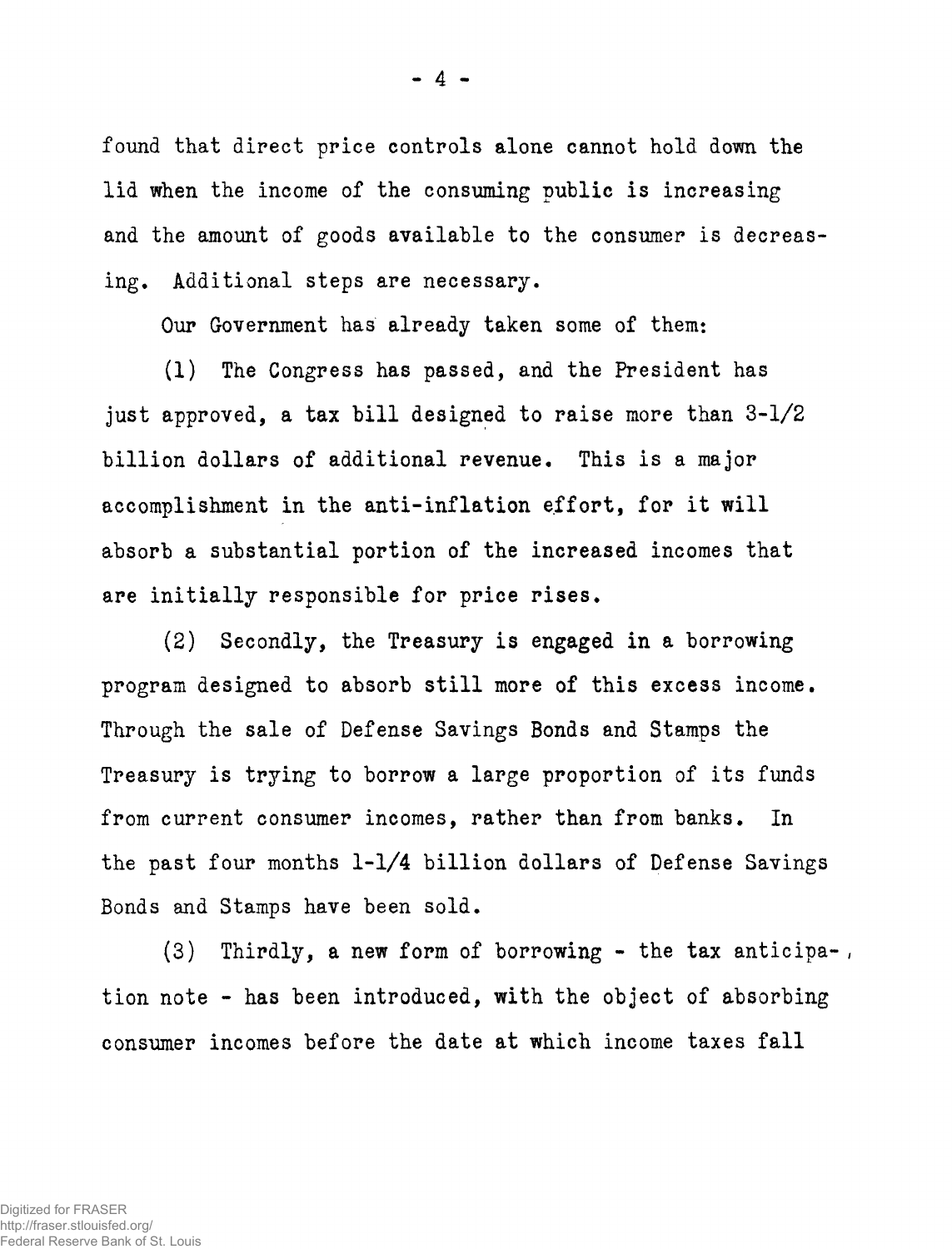found that direct price controls alone cannot hold down the lid when the income of the consuming public is increasing and the amount of goods available to the consumer is decreasing. Additional steps are necessary.

Our Government has already taken some of them:

(1) The Congress has passed, and the President has just approved, a tax bill designed to raise more than 3-1/2 billion dollars of additional revenue. This is a major accomplishment in the anti-inflation effort, for it will absorb a substantial portion of the increased incomes that are initially responsible for price rises.

(2) Secondly, the Treasury is engaged in a borrowing program designed to absorb still more of this excess income. Through the sale of Defense Savings Bonds and Stamps the Treasury is trying to borrow a large proportion of its funds from current consumer incomes, rather than from banks. In the past four months 1-1/4 billion dollars of Defense Savings Bonds and Stamps have been sold.

(3) Thirdly, a new form of borrowing - the tax anticipation note - has been introduced, with the object of absorbing consumer incomes before the date at which income taxes fall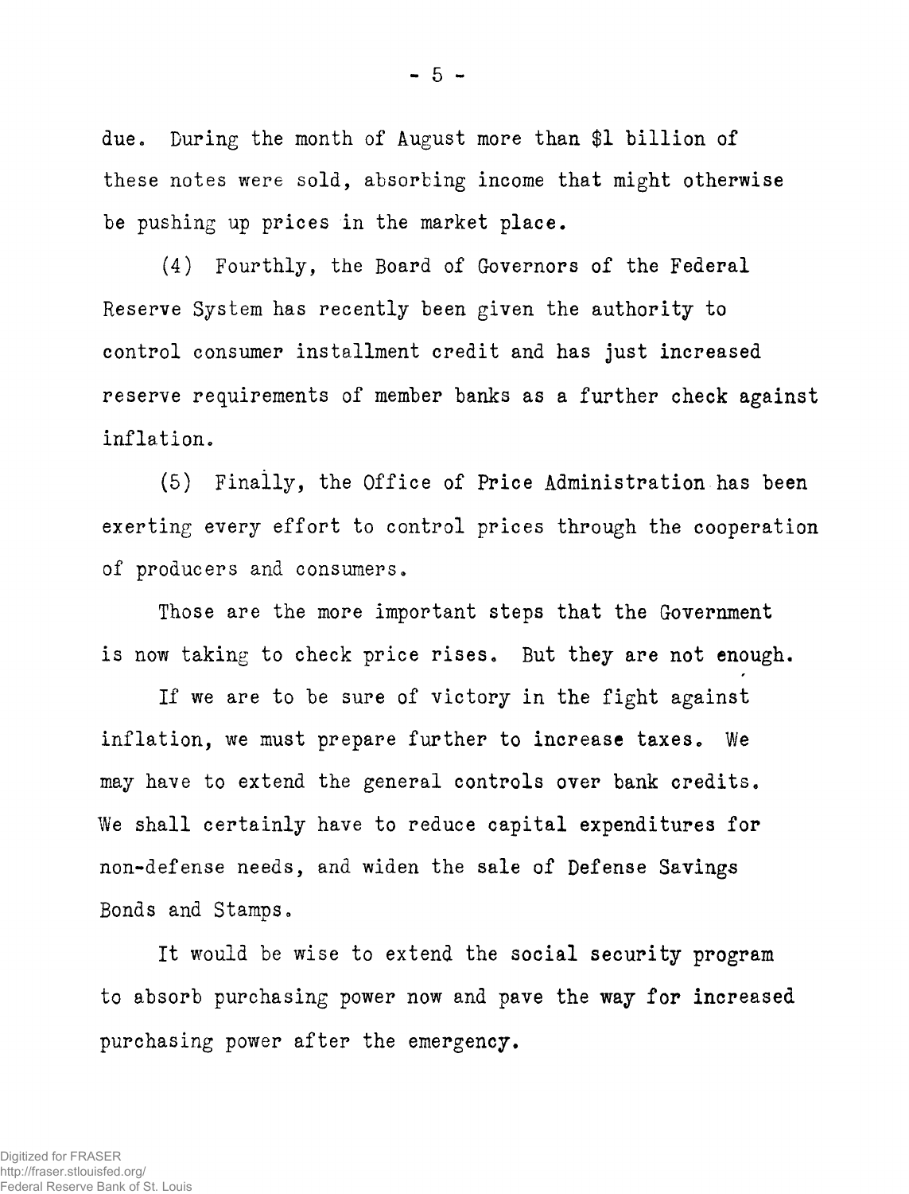due. During the month of August more than $1 billion of these notes were sold, absorbing income that might otherwise be pushing up prices in the market place.

(4) Fourthly, the Board of Governors of the Federal Reserve System has recently been given the authority to control consumer installment credit and has just increased reserve requirements of member banks as a further check against inflation.

(5) Finally, the Office of Price Administration has been exerting every effort to control prices through the cooperation of producers and consumers.

Those are the more important steps that the Government is now taking to check price rises. But they are not enough.

If we are to be sure of victory in the fight against inflation, we must prepare further to increase taxes. We may have to extend the general controls over bank credits. We shall certainly have to reduce capital expenditures for non-defense needs, and widen the sale of Defense Savings Bonds and Stamps.

It would be wise to extend the social security program to absorb purchasing power now and pave the way for increased purchasing power after the emergency.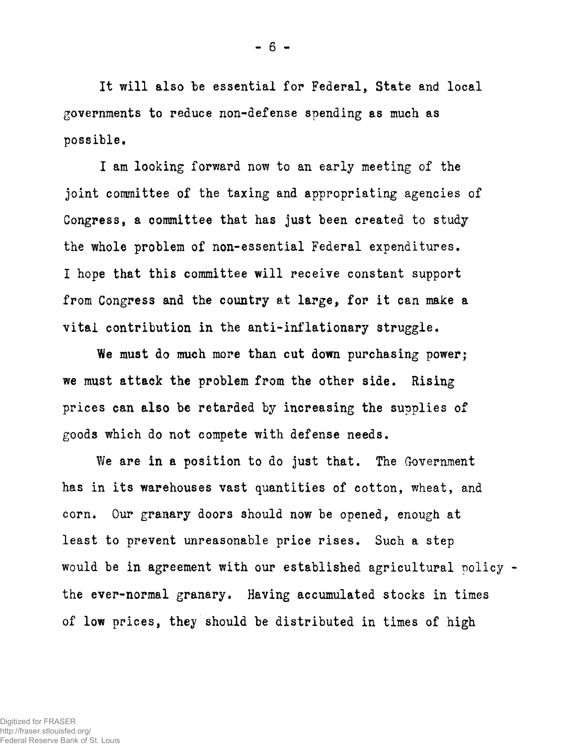It will also be essential for Federal, State and local governments to reduce non-defense spending as much as possible.

I am looking forward now to an early meeting of the joint committee of the taxing and appropriating agencies of Congress, a committee that has just been created to study the whole problem of non-essential Federal expenditures. I hope that this committee will receive constant support from Congress and the country at large, for it can make a vital contribution in the anti-inflationary struggle.

We must do much more than cut down purchasing power; we must attack the problem from the other side. Rising prices can also be retarded by increasing the supplies of goods which do not compete with defense needs.

We are in a position to do just that. The Government has in its warehouses vast quantities of cotton, wheat, and corn. Our granary doors should now be opened, enough at least to prevent unreasonable price rises. Such a step would be in agreement with our established agricultural policy - the ever-normal granary. Having accumulated stocks in times of low prices, they should be distributed in times of high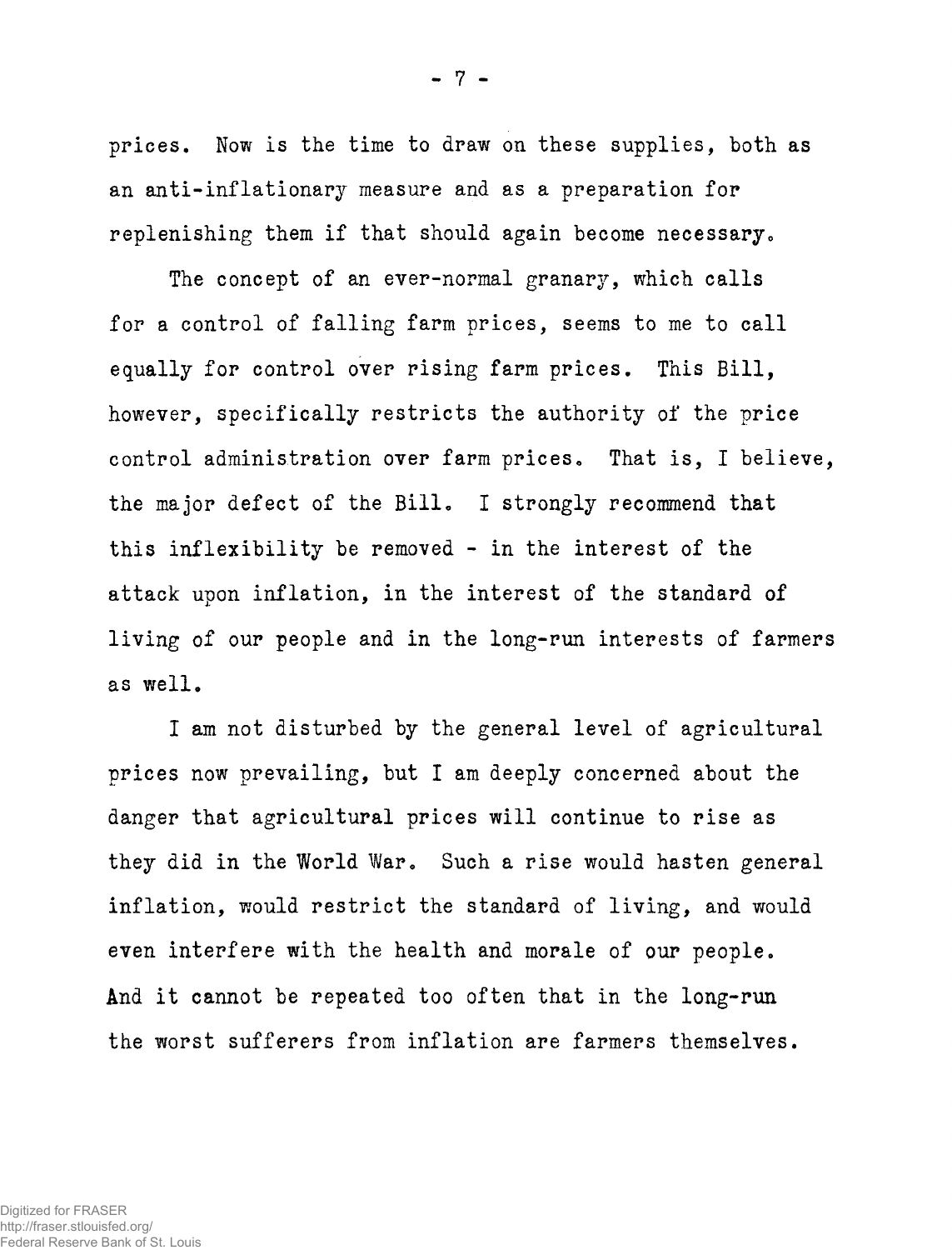prices. Now is the time to draw on these supplies, both as an anti-inflationary measure and as a preparation for replenishing them if that should again become necessary.

The concept of an ever-normal granary, which calls for a control of falling farm prices, seems to me to call equally for control over rising farm prices. This Bill, however, specifically restricts the authority of the price control administration over farm prices. That is, I believe, the major defect of the Bill. I strongly recommend that this inflexibility be removed - in the interest of the attack upon inflation, in the interest of the standard of living of our people and in the long-run interests of farmers as well.

I am not disturbed by the general level of agricultural prices now prevailing, but I am deeply concerned about the danger that agricultural prices will continue to rise as they did in the World War. Such a rise would hasten general inflation, would restrict the standard of living, and would even interfere with the health and morale of our people. And it cannot be repeated too often that in the long-run the worst sufferers from inflation are farmers themselves.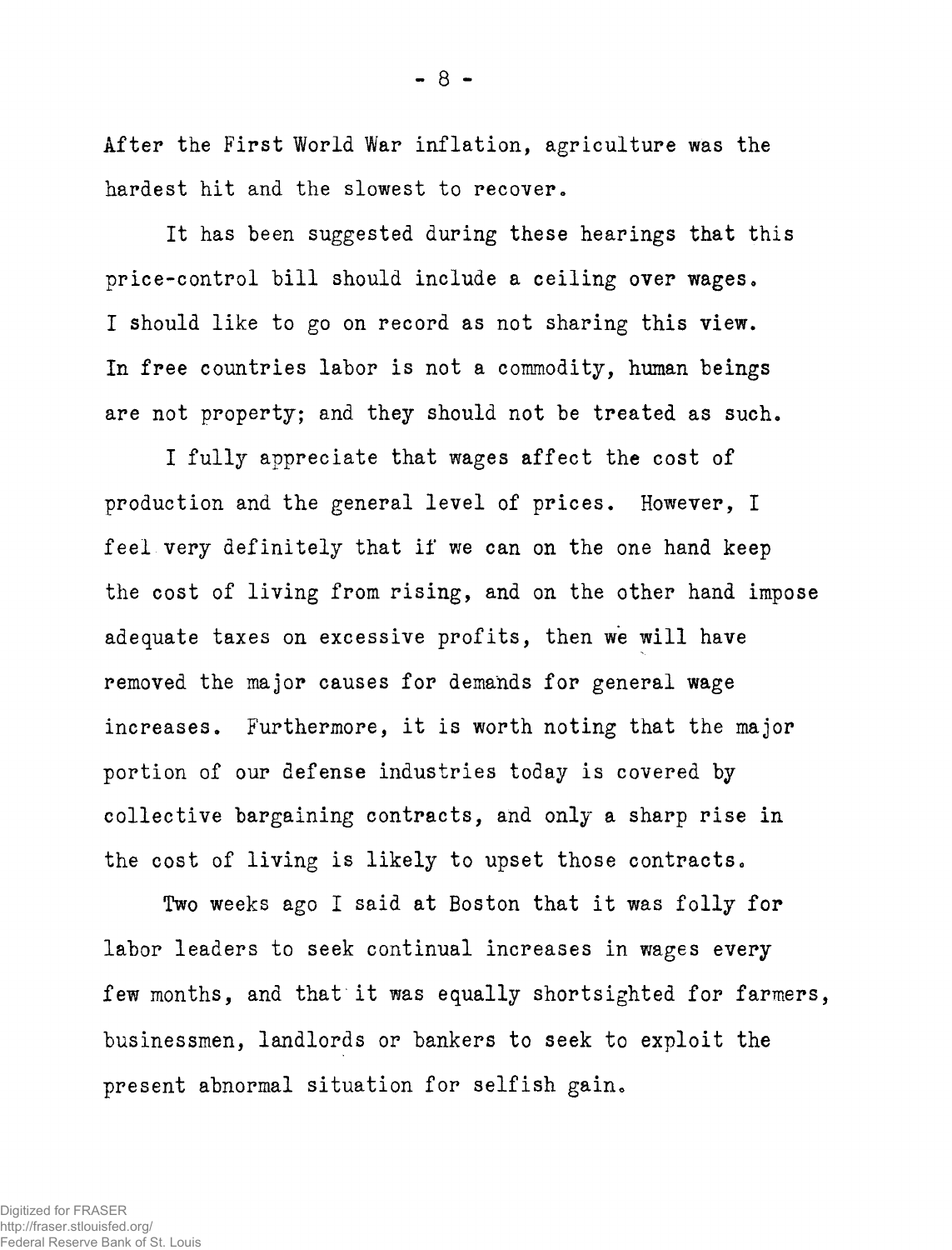After the First World War inflation, agriculture was the hardest hit and the slowest to recover.

It has been suggested during these hearings that this price-control bill should include a ceiling over wages. I should like to go on record as not sharing this view. In free countries labor is not a commodity, human beings are not property; and they should not be treated as such.

I fully appreciate that wages affect the cost of production and the general level of prices. However, I feel very definitely that if we can on the one hand keep the cost of living from rising, and on the other hand impose adequate taxes on excessive profits, then we will have removed the major causes for demands for general wage increases. Furthermore, it is worth noting that the major portion of our defense industries today is covered by collective bargaining contracts, and only a sharp rise in the cost of living is likely to upset those contracts.

Two weeks ago I said at Boston that it was folly for labor leaders to seek continual increases in wages every few months, and that it was equally shortsighted for farmers, businessmen, landlords or bankers to seek to exploit the present abnormal situation for selfish gain.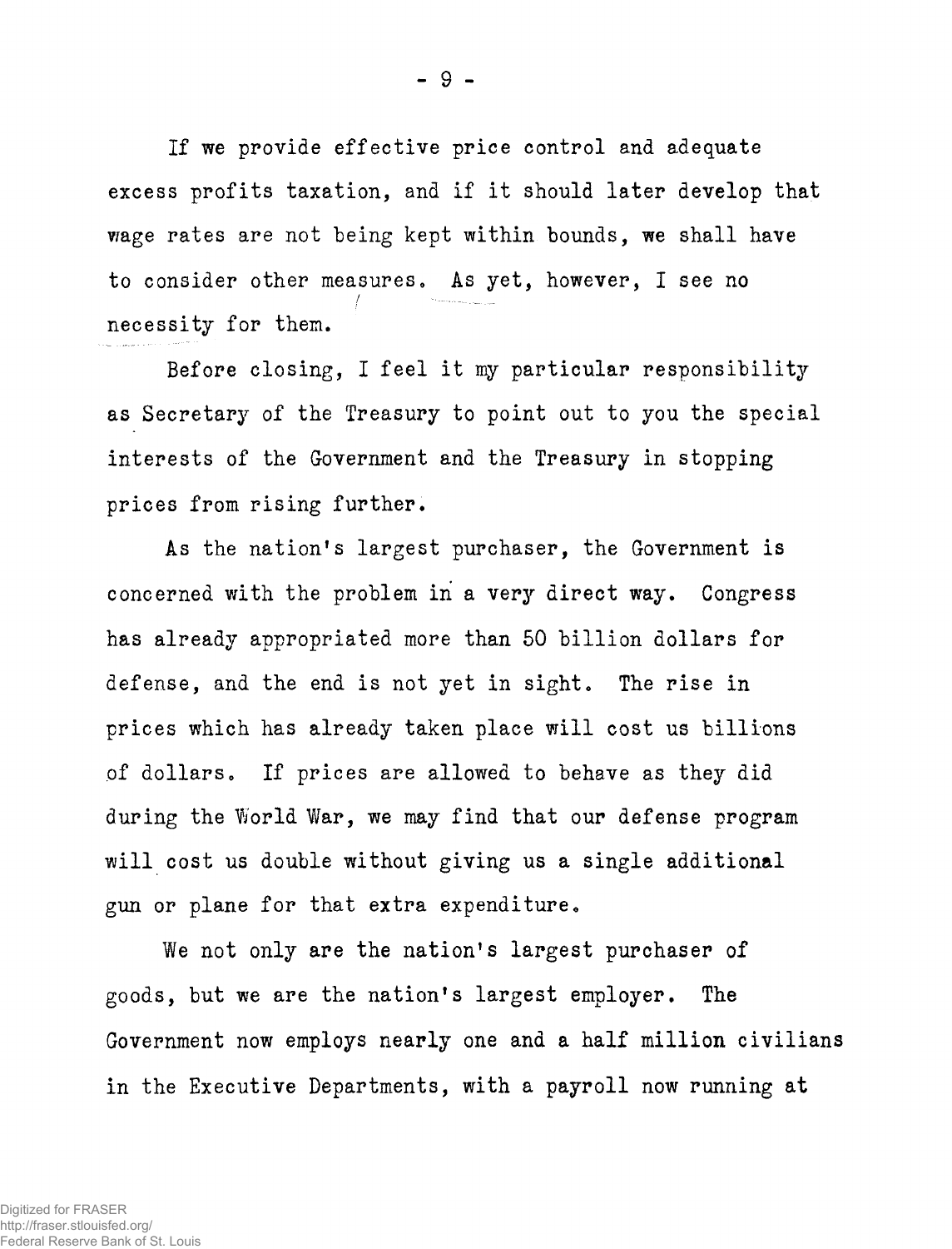If we provide effective price control and adequate excess profits taxation, and if it should later develop that wage rates are not being kept within bounds, we shall have to consider other measures. As yet, however, I see no necessity for them.

Before closing, I feel it my particular responsibility as Secretary of the Treasury to point out to you the special interests of the Government and the Treasury in stopping prices from rising further.

As the nation's largest purchaser, the Government is concerned with the problem in a very direct way. Congress has already appropriated more than 50 billion dollars for defense, and the end is not yet in sight. The rise in prices which has already taken place will cost us billions of dollars. If prices are allowed to behave as they did during the World War, we may find that our defense program will cost us double without giving us a single additional gun or plane for that extra expenditure.

We not only are the nation's largest purchaser of goods, but we are the nation's largest employer. The Government now employs nearly one and a half million civilians in the Executive Departments, with a payroll now running at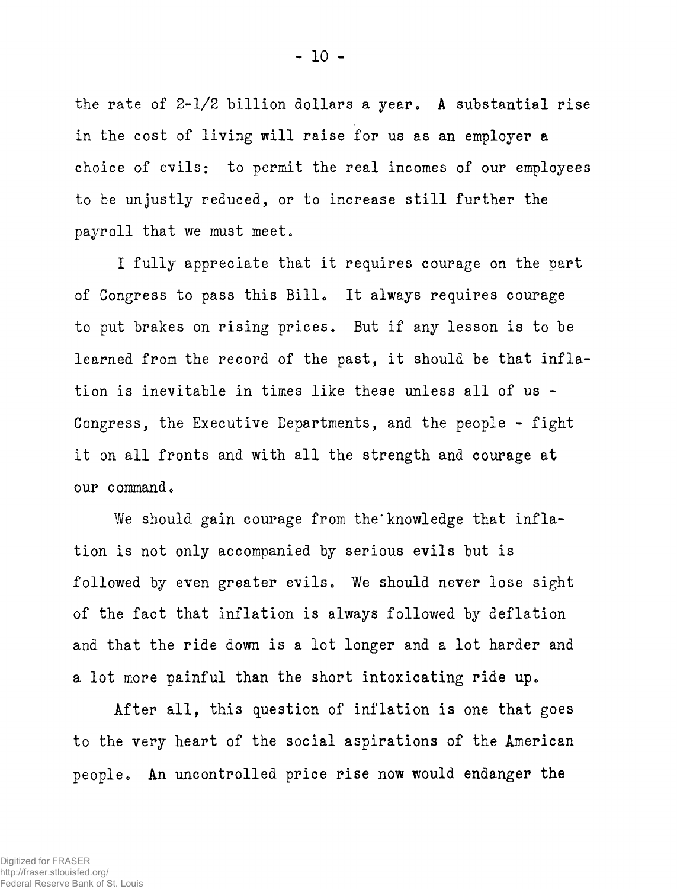the rate of 2-1/2 billion dollars a year. A substantial rise in the cost of living will raise for us as an employer a choice of evils: to permit the real incomes of our employees to be unjustly reduced, or to increase still further the payroll that we must meet.

I fully appreciate that it requires courage on the part of Congress to pass this Bill. It always requires courage to put brakes on rising prices. But if any lesson is to be learned from the record of the past, it should be that inflation is inevitable in times like these unless all of us - Congress, the Executive Departments, and the people - fight it on all fronts and with all the strength and courage at our command.

We should gain courage from the knowledge that inflation is not only accompanied by serious evils but is followed by even greater evils. We should never lose sight of the fact that inflation is always followed by deflation and that the ride down is a lot longer and a lot harder and a lot more painful than the short intoxicating ride up.

After all, this question of inflation is one that goes to the very heart of the social aspirations of the American people. An uncontrolled price rise now would endanger the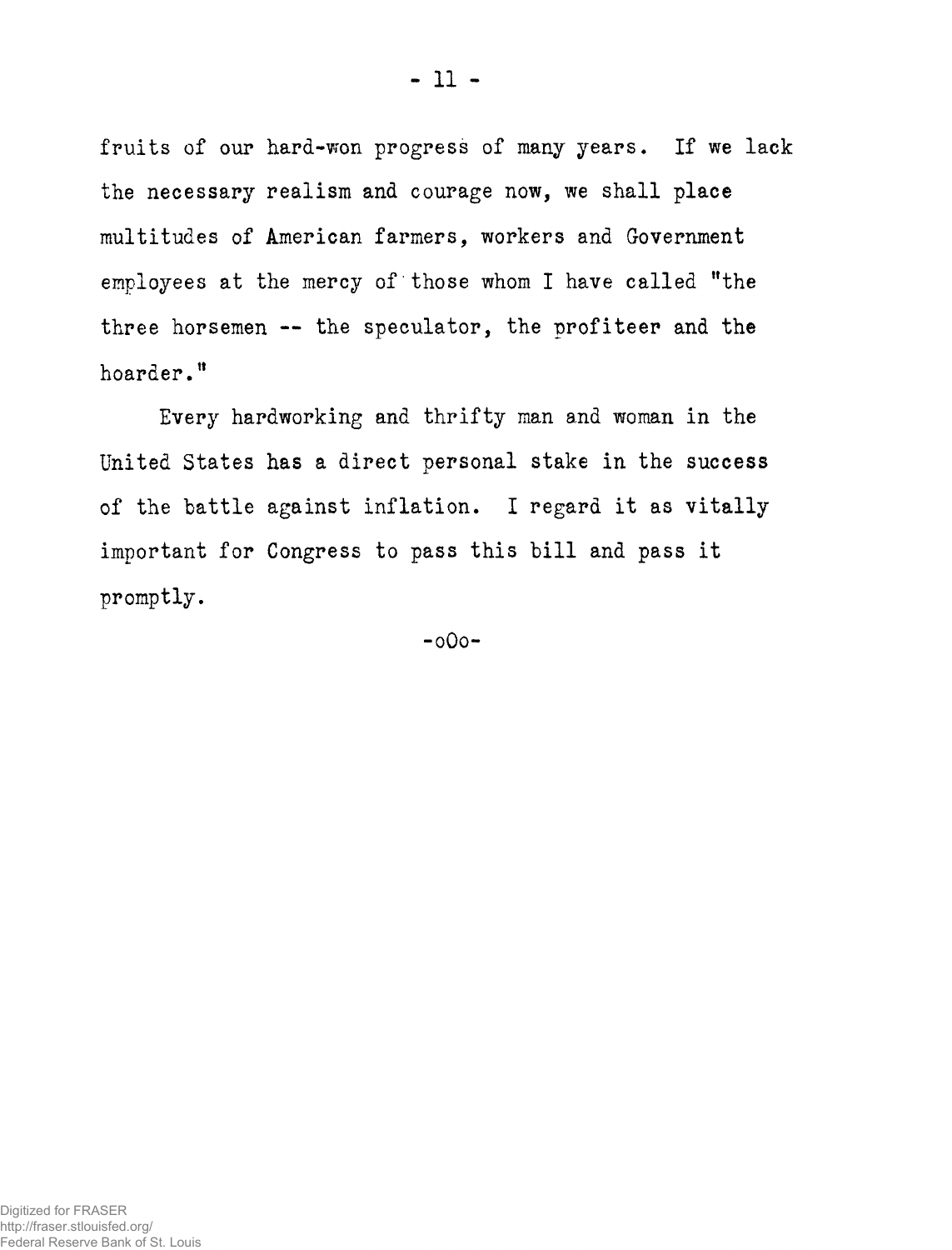fruits of our hard-won progress of many years. If we lack the necessary realism and courage now, we shall place multitudes of American farmers, workers and Government employees at the mercy of those whom I have called "the three horsemen -- the speculator, the profiteer and the hoarder."

Every hardworking and thrifty man and woman in the United States has a direct personal stake in the success of the battle against inflation. I regard it as vitally important for Congress to pass this bill and pass it promptly.

-oOo-